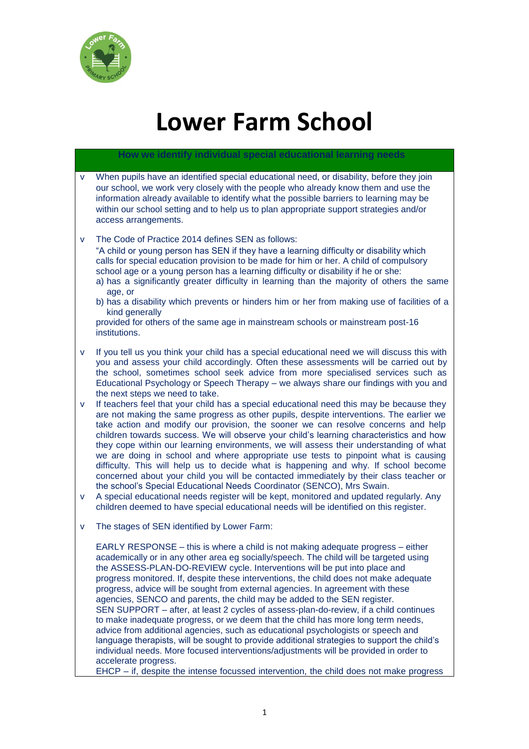# Lower Farm School

## How we identify individual special educational learning needs

- When pupils have an identified special educational need, or disability, before they join our school, we work very closely with the people who already know them and use the information already available to identify what the possible barriers to learning may be within our school setting and to help us to plan appropriate support strategies and/or access arrangements.

- The Code of Practice 2014 defines SEN as follows:
  "A child or young person has SEN if they have a learning difficulty or disability which calls for special education provision to be made for him or her. A child of compulsory school age or a young person has a learning difficulty or disability if he or she:
  a) has a significantly greater difficulty in learning than the majority of others the same age, or
  b) has a disability which prevents or hinders him or her from making use of facilities of a kind generally
  provided for others of the same age in mainstream schools or mainstream post-16 institutions.

- If you tell us you think your child has a special educational need we will discuss this with you and assess your child accordingly. Often these assessments will be carried out by the school, sometimes school seek advice from more specialised services such as Educational Psychology or Speech Therapy – we always share our findings with you and the next steps we need to take.
- If teachers feel that your child has a special educational need this may be because they are not making the same progress as other pupils, despite interventions. The earlier we take action and modify our provision, the sooner we can resolve concerns and help children towards success. We will observe your child's learning characteristics and how they cope within our learning environments, we will assess their understanding of what we are doing in school and where appropriate use tests to pinpoint what is causing difficulty. This will help us to decide what is happening and why. If school become concerned about your child you will be contacted immediately by their class teacher or the school's Special Educational Needs Coordinator (SENCO), Mrs Swain.
- A special educational needs register will be kept, monitored and updated regularly. Any children deemed to have special educational needs will be identified on this register.

- The stages of SEN identified by Lower Farm:

  EARLY RESPONSE – this is where a child is not making adequate progress – either academically or in any other area eg socially/speech. The child will be targeted using the ASSESS-PLAN-DO-REVIEW cycle. Interventions will be put into place and progress monitored. If, despite these interventions, the child does not make adequate progress, advice will be sought from external agencies. In agreement with these agencies, SENCO and parents, the child may be added to the SEN register.
  SEN SUPPORT – after, at least 2 cycles of assess-plan-do-review, if a child continues to make inadequate progress, or we deem that the child has more long term needs, advice from additional agencies, such as educational psychologists or speech and language therapists, will be sought to provide additional strategies to support the child's individual needs. More focused interventions/adjustments will be provided in order to accelerate progress.
  EHCP – if, despite the intense focussed intervention, the child does not make progress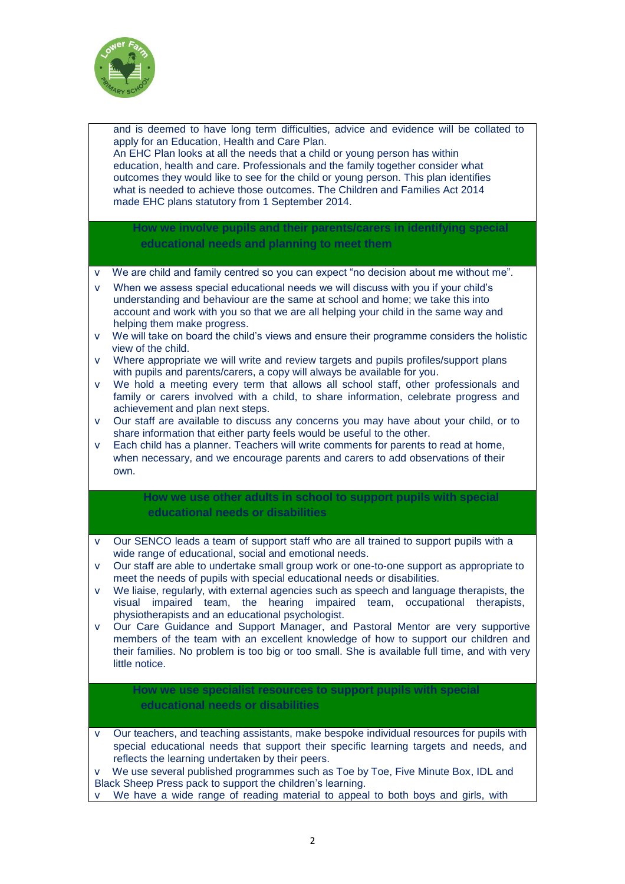and is deemed to have long term difficulties, advice and evidence will be collated to apply for an Education, Health and Care Plan.
An EHC Plan looks at all the needs that a child or young person has within education, health and care. Professionals and the family together consider what outcomes they would like to see for the child or young person. This plan identifies what is needed to achieve those outcomes. The Children and Families Act 2014 made EHC plans statutory from 1 September 2014.

## How we involve pupils and their parents/carers in identifying special educational needs and planning to meet them

- We are child and family centred so you can expect "no decision about me without me".
- When we assess special educational needs we will discuss with you if your child's understanding and behaviour are the same at school and home; we take this into account and work with you so that we are all helping your child in the same way and helping them make progress.
- We will take on board the child's views and ensure their programme considers the holistic view of the child.
- Where appropriate we will write and review targets and pupils profiles/support plans with pupils and parents/carers, a copy will always be available for you.
- We hold a meeting every term that allows all school staff, other professionals and family or carers involved with a child, to share information, celebrate progress and achievement and plan next steps.
- Our staff are available to discuss any concerns you may have about your child, or to share information that either party feels would be useful to the other.
- Each child has a planner. Teachers will write comments for parents to read at home, when necessary, and we encourage parents and carers to add observations of their own.

## How we use other adults in school to support pupils with special educational needs or disabilities

- Our SENCO leads a team of support staff who are all trained to support pupils with a wide range of educational, social and emotional needs.
- Our staff are able to undertake small group work or one-to-one support as appropriate to meet the needs of pupils with special educational needs or disabilities.
- We liaise, regularly, with external agencies such as speech and language therapists, the visual impaired team, the hearing impaired team, occupational therapists, physiotherapists and an educational psychologist.
- Our Care Guidance and Support Manager, and Pastoral Mentor are very supportive members of the team with an excellent knowledge of how to support our children and their families. No problem is too big or too small. She is available full time, and with very little notice.

## How we use specialist resources to support pupils with special educational needs or disabilities

- Our teachers, and teaching assistants, make bespoke individual resources for pupils with special educational needs that support their specific learning targets and needs, and reflects the learning undertaken by their peers.
- We use several published programmes such as Toe by Toe, Five Minute Box, IDL and Black Sheep Press pack to support the children's learning.
- We have a wide range of reading material to appeal to both boys and girls, with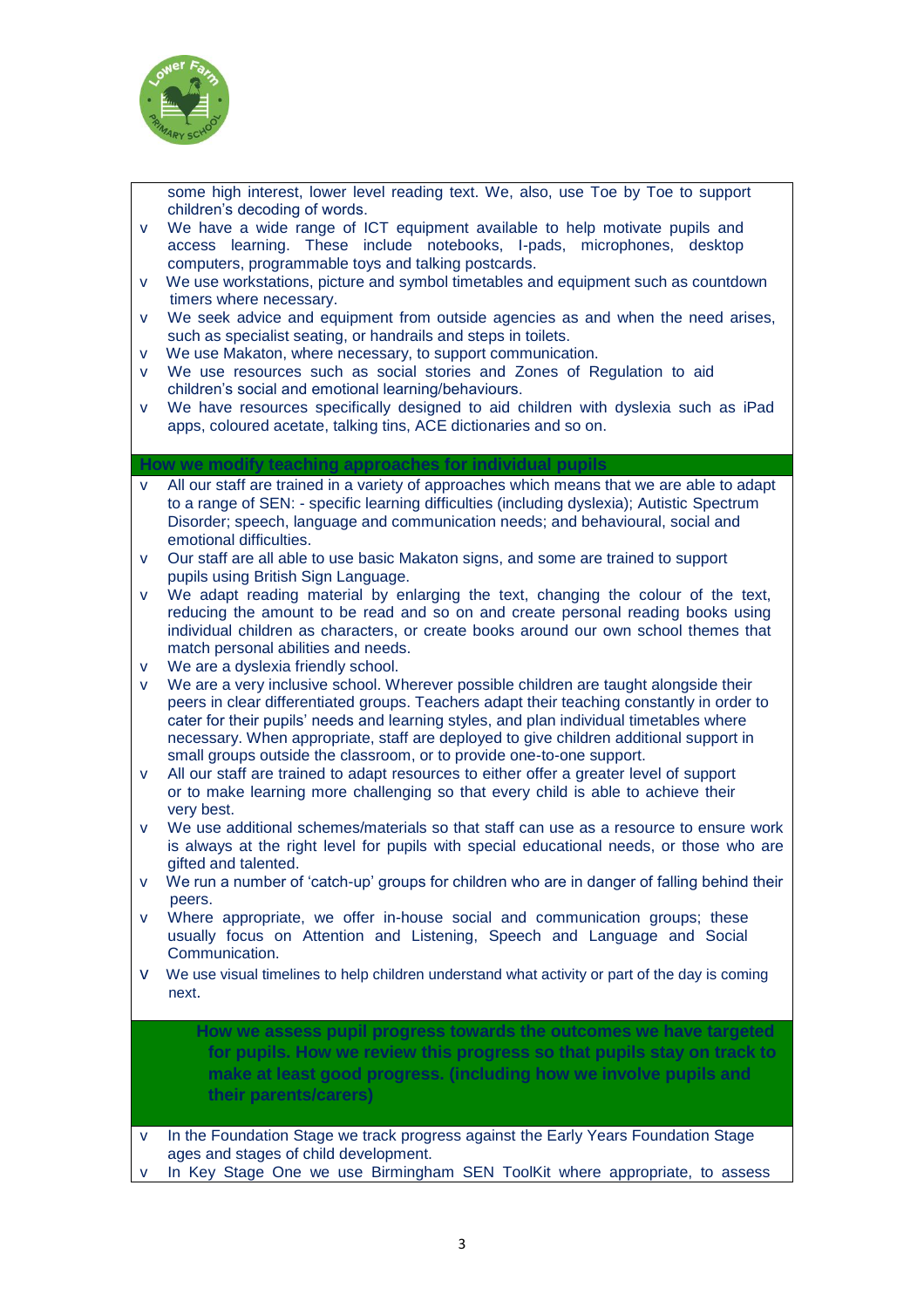some high interest, lower level reading text. We, also, use Toe by Toe to support children's decoding of words.

- We have a wide range of ICT equipment available to help motivate pupils and access learning. These include notebooks, I-pads, microphones, desktop computers, programmable toys and talking postcards.
- We use workstations, picture and symbol timetables and equipment such as countdown timers where necessary.
- We seek advice and equipment from outside agencies as and when the need arises, such as specialist seating, or handrails and steps in toilets.
- We use Makaton, where necessary, to support communication.
- We use resources such as social stories and Zones of Regulation to aid children's social and emotional learning/behaviours.
- We have resources specifically designed to aid children with dyslexia such as iPad apps, coloured acetate, talking tins, ACE dictionaries and so on.

## How we modify teaching approaches for individual pupils

- All our staff are trained in a variety of approaches which means that we are able to adapt to a range of SEN: - specific learning difficulties (including dyslexia); Autistic Spectrum Disorder; speech, language and communication needs; and behavioural, social and emotional difficulties.
- Our staff are all able to use basic Makaton signs, and some are trained to support pupils using British Sign Language.
- We adapt reading material by enlarging the text, changing the colour of the text, reducing the amount to be read and so on and create personal reading books using individual children as characters, or create books around our own school themes that match personal abilities and needs.
- We are a dyslexia friendly school.
- We are a very inclusive school. Wherever possible children are taught alongside their peers in clear differentiated groups. Teachers adapt their teaching constantly in order to cater for their pupils' needs and learning styles, and plan individual timetables where necessary. When appropriate, staff are deployed to give children additional support in small groups outside the classroom, or to provide one-to-one support.
- All our staff are trained to adapt resources to either offer a greater level of support or to make learning more challenging so that every child is able to achieve their very best.
- We use additional schemes/materials so that staff can use as a resource to ensure work is always at the right level for pupils with special educational needs, or those who are gifted and talented.
- We run a number of 'catch-up' groups for children who are in danger of falling behind their peers.
- Where appropriate, we offer in-house social and communication groups; these usually focus on Attention and Listening, Speech and Language and Social Communication.
- We use visual timelines to help children understand what activity or part of the day is coming next.

## How we assess pupil progress towards the outcomes we have targeted for pupils. How we review this progress so that pupils stay on track to make at least good progress. (including how we involve pupils and their parents/carers)

- In the Foundation Stage we track progress against the Early Years Foundation Stage ages and stages of child development.
- In Key Stage One we use Birmingham SEN ToolKit where appropriate, to assess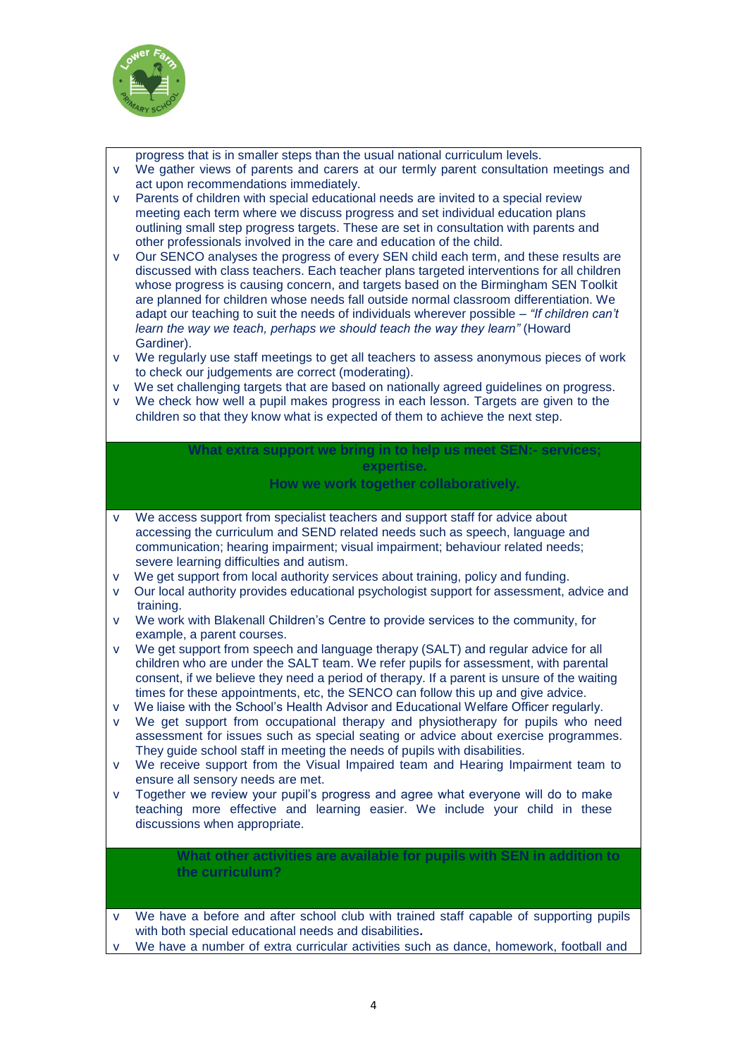progress that is in smaller steps than the usual national curriculum levels.

- We gather views of parents and carers at our termly parent consultation meetings and act upon recommendations immediately.
- Parents of children with special educational needs are invited to a special review meeting each term where we discuss progress and set individual education plans outlining small step progress targets. These are set in consultation with parents and other professionals involved in the care and education of the child.
- Our SENCO analyses the progress of every SEN child each term, and these results are discussed with class teachers. Each teacher plans targeted interventions for all children whose progress is causing concern, and targets based on the Birmingham SEN Toolkit are planned for children whose needs fall outside normal classroom differentiation. We adapt our teaching to suit the needs of individuals wherever possible – *"If children can't learn the way we teach, perhaps we should teach the way they learn"* (Howard Gardiner).
- We regularly use staff meetings to get all teachers to assess anonymous pieces of work to check our judgements are correct (moderating).
- We set challenging targets that are based on nationally agreed guidelines on progress.
- We check how well a pupil makes progress in each lesson. Targets are given to the children so that they know what is expected of them to achieve the next step.

## What extra support we bring in to help us meet SEN:- services; expertise. How we work together collaboratively.

- We access support from specialist teachers and support staff for advice about accessing the curriculum and SEND related needs such as speech, language and communication; hearing impairment; visual impairment; behaviour related needs; severe learning difficulties and autism.
- We get support from local authority services about training, policy and funding.
- Our local authority provides educational psychologist support for assessment, advice and training.
- We work with Blakenall Children's Centre to provide services to the community, for example, a parent courses.
- We get support from speech and language therapy (SALT) and regular advice for all children who are under the SALT team. We refer pupils for assessment, with parental consent, if we believe they need a period of therapy. If a parent is unsure of the waiting times for these appointments, etc, the SENCO can follow this up and give advice.
- We liaise with the School's Health Advisor and Educational Welfare Officer regularly.
- We get support from occupational therapy and physiotherapy for pupils who need assessment for issues such as special seating or advice about exercise programmes. They guide school staff in meeting the needs of pupils with disabilities.
- We receive support from the Visual Impaired team and Hearing Impairment team to ensure all sensory needs are met.
- Together we review your pupil's progress and agree what everyone will do to make teaching more effective and learning easier. We include your child in these discussions when appropriate.

## What other activities are available for pupils with SEN in addition to the curriculum?

- We have a before and after school club with trained staff capable of supporting pupils with both special educational needs and disabilities**.**
- We have a number of extra curricular activities such as dance, homework, football and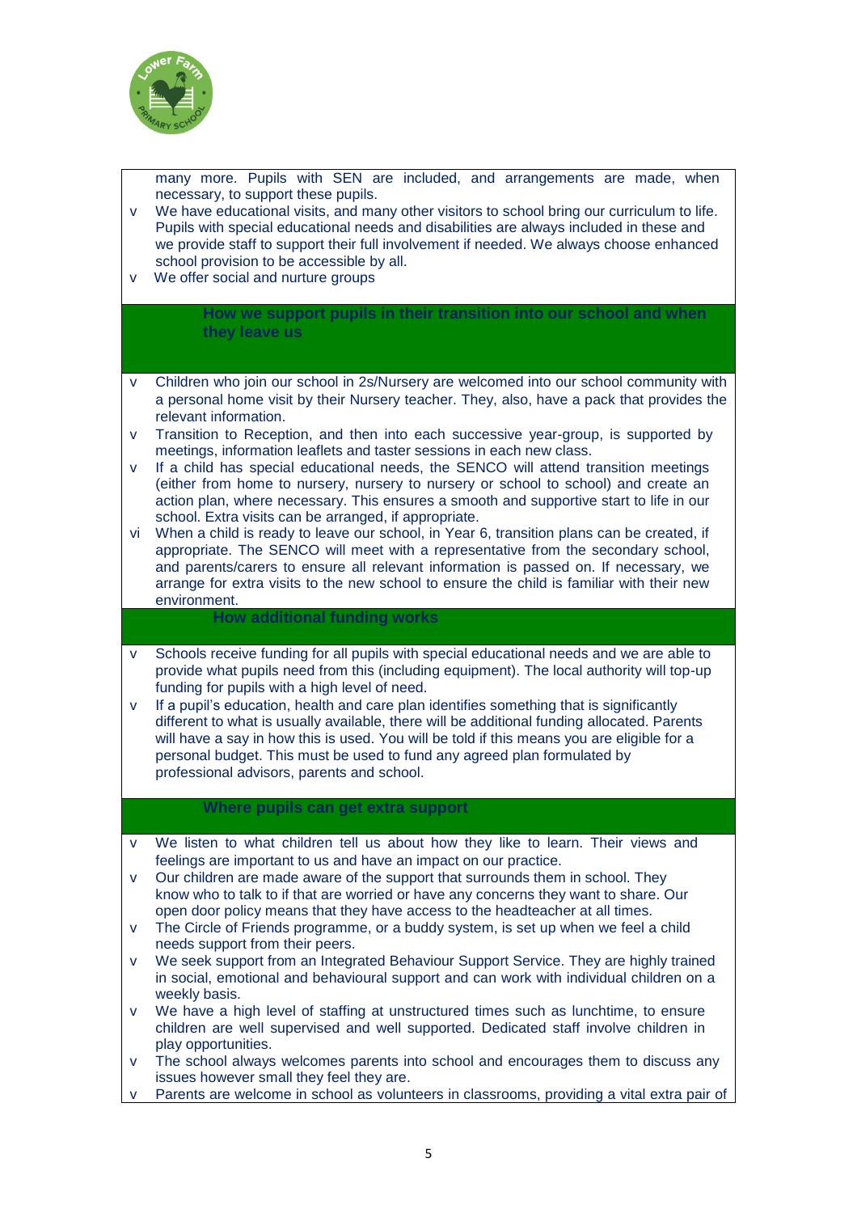many more. Pupils with SEN are included, and arrangements are made, when necessary, to support these pupils.

- We have educational visits, and many other visitors to school bring our curriculum to life. Pupils with special educational needs and disabilities are always included in these and we provide staff to support their full involvement if needed. We always choose enhanced school provision to be accessible by all.
- We offer social and nurture groups

## How we support pupils in their transition into our school and when they leave us

- Children who join our school in 2s/Nursery are welcomed into our school community with a personal home visit by their Nursery teacher. They, also, have a pack that provides the relevant information.
- Transition to Reception, and then into each successive year-group, is supported by meetings, information leaflets and taster sessions in each new class.
- If a child has special educational needs, the SENCO will attend transition meetings (either from home to nursery, nursery to nursery or school to school) and create an action plan, where necessary. This ensures a smooth and supportive start to life in our school. Extra visits can be arranged, if appropriate.
- When a child is ready to leave our school, in Year 6, transition plans can be created, if appropriate. The SENCO will meet with a representative from the secondary school, and parents/carers to ensure all relevant information is passed on. If necessary, we arrange for extra visits to the new school to ensure the child is familiar with their new environment.

## How additional funding works

- Schools receive funding for all pupils with special educational needs and we are able to provide what pupils need from this (including equipment). The local authority will top-up funding for pupils with a high level of need.
- If a pupil's education, health and care plan identifies something that is significantly different to what is usually available, there will be additional funding allocated. Parents will have a say in how this is used. You will be told if this means you are eligible for a personal budget. This must be used to fund any agreed plan formulated by professional advisors, parents and school.

## Where pupils can get extra support

- We listen to what children tell us about how they like to learn. Their views and feelings are important to us and have an impact on our practice.
- Our children are made aware of the support that surrounds them in school. They know who to talk to if that are worried or have any concerns they want to share. Our open door policy means that they have access to the headteacher at all times.
- The Circle of Friends programme, or a buddy system, is set up when we feel a child needs support from their peers.
- We seek support from an Integrated Behaviour Support Service. They are highly trained in social, emotional and behavioural support and can work with individual children on a weekly basis.
- We have a high level of staffing at unstructured times such as lunchtime, to ensure children are well supervised and well supported. Dedicated staff involve children in play opportunities.
- The school always welcomes parents into school and encourages them to discuss any issues however small they feel they are.
- Parents are welcome in school as volunteers in classrooms, providing a vital extra pair of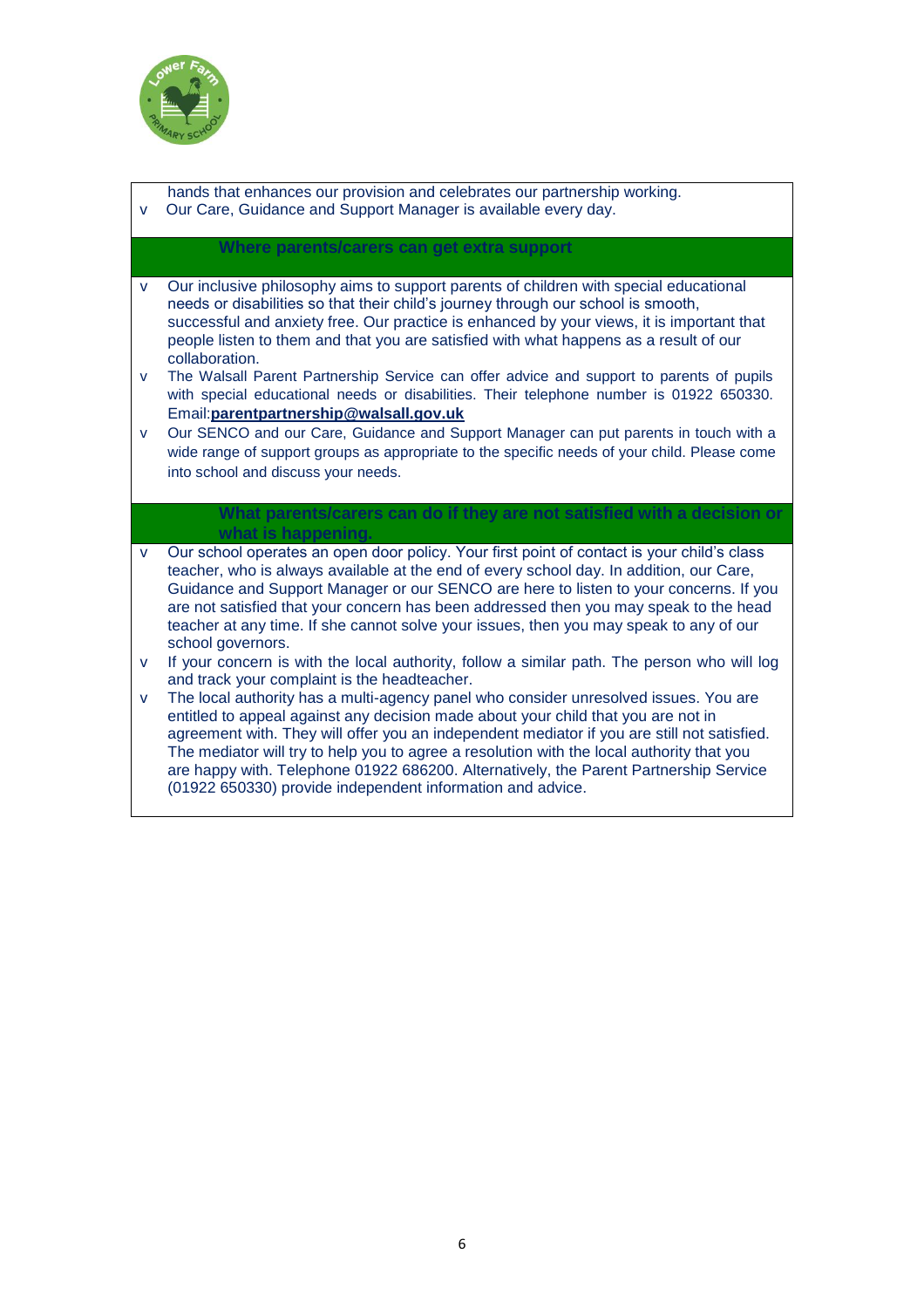hands that enhances our provision and celebrates our partnership working.

- Our Care, Guidance and Support Manager is available every day.

## Where parents/carers can get extra support

- Our inclusive philosophy aims to support parents of children with special educational needs or disabilities so that their child's journey through our school is smooth, successful and anxiety free. Our practice is enhanced by your views, it is important that people listen to them and that you are satisfied with what happens as a result of our collaboration.
- The Walsall Parent Partnership Service can offer advice and support to parents of pupils with special educational needs or disabilities. Their telephone number is 01922 650330. Email:**parentpartnership@walsall.gov.uk**
- Our SENCO and our Care, Guidance and Support Manager can put parents in touch with a wide range of support groups as appropriate to the specific needs of your child. Please come into school and discuss your needs.

## What parents/carers can do if they are not satisfied with a decision or what is happening.

- Our school operates an open door policy. Your first point of contact is your child's class teacher, who is always available at the end of every school day. In addition, our Care, Guidance and Support Manager or our SENCO are here to listen to your concerns. If you are not satisfied that your concern has been addressed then you may speak to the head teacher at any time. If she cannot solve your issues, then you may speak to any of our school governors.
- If your concern is with the local authority, follow a similar path. The person who will log and track your complaint is the headteacher.
- The local authority has a multi-agency panel who consider unresolved issues. You are entitled to appeal against any decision made about your child that you are not in agreement with. They will offer you an independent mediator if you are still not satisfied. The mediator will try to help you to agree a resolution with the local authority that you are happy with. Telephone 01922 686200. Alternatively, the Parent Partnership Service (01922 650330) provide independent information and advice.